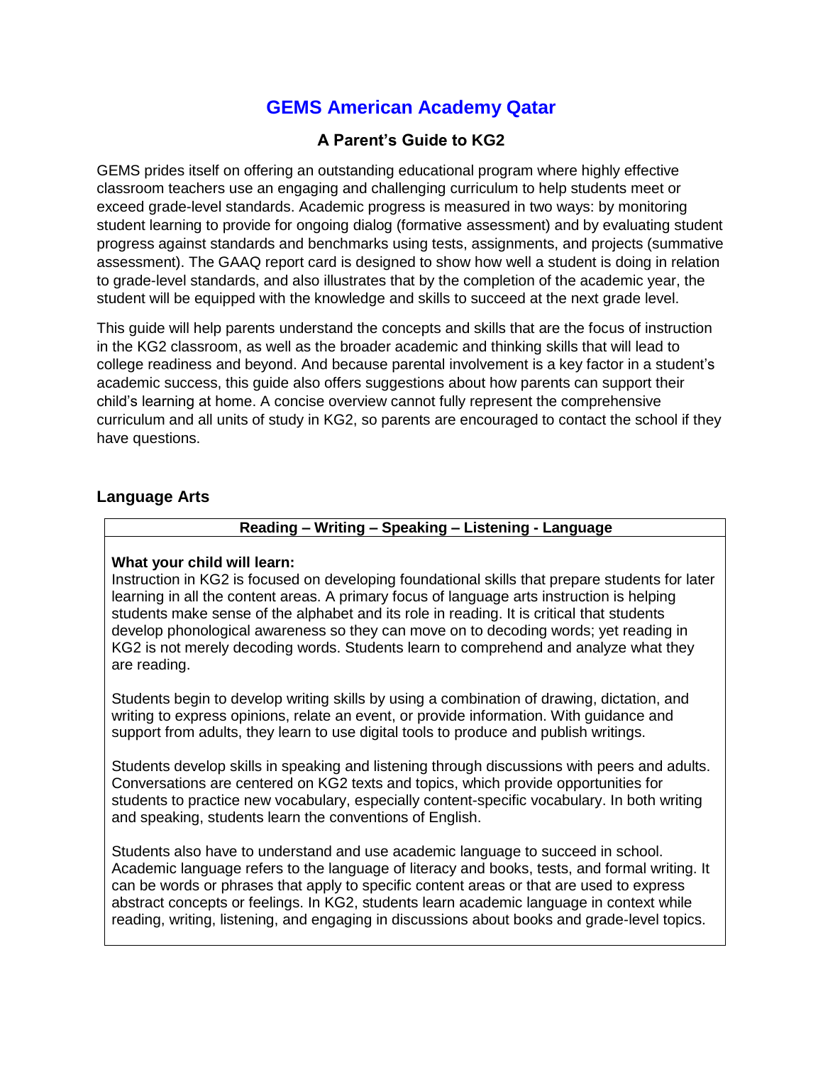# GEMS American Academy Qatar

## A Parent's Guide to KG2

GEMS prides itself on offering an outstanding educational program where highly effective classroom teachers use an engaging and challenging curriculum to help students meet or exceed grade-level standards. Academic progress is measured in two ways: by monitoring student learning to provide for ongoing dialog (formative assessment) and by evaluating student progress against standards and benchmarks using tests, assignments, and projects (summative assessment). The GAAQ report card is designed to show how well a student is doing in relation to grade-level standards, and also illustrates that by the completion of the academic year, the student will be equipped with the knowledge and skills to succeed at the next grade level.

This guide will help parents understand the concepts and skills that are the focus of instruction in the KG2 classroom, as well as the broader academic and thinking skills that will lead to college readiness and beyond. And because parental involvement is a key factor in a student's academic success, this guide also offers suggestions about how parents can support their child's learning at home. A concise overview cannot fully represent the comprehensive curriculum and all units of study in KG2, so parents are encouraged to contact the school if they have questions.

### Language Arts

| Reading – Writing – Speaking – Listening - Language |
| --- |
| **What your child will learn:**<br>Instruction in KG2 is focused on developing foundational skills that prepare students for later learning in all the content areas. A primary focus of language arts instruction is helping students make sense of the alphabet and its role in reading. It is critical that students develop phonological awareness so they can move on to decoding words; yet reading in KG2 is not merely decoding words. Students learn to comprehend and analyze what they are reading.<br><br>Students begin to develop writing skills by using a combination of drawing, dictation, and writing to express opinions, relate an event, or provide information. With guidance and support from adults, they learn to use digital tools to produce and publish writings.<br><br>Students develop skills in speaking and listening through discussions with peers and adults. Conversations are centered on KG2 texts and topics, which provide opportunities for students to practice new vocabulary, especially content-specific vocabulary. In both writing and speaking, students learn the conventions of English.<br><br>Students also have to understand and use academic language to succeed in school. Academic language refers to the language of literacy and books, tests, and formal writing. It can be words or phrases that apply to specific content areas or that are used to express abstract concepts or feelings. In KG2, students learn academic language in context while reading, writing, listening, and engaging in discussions about books and grade-level topics. |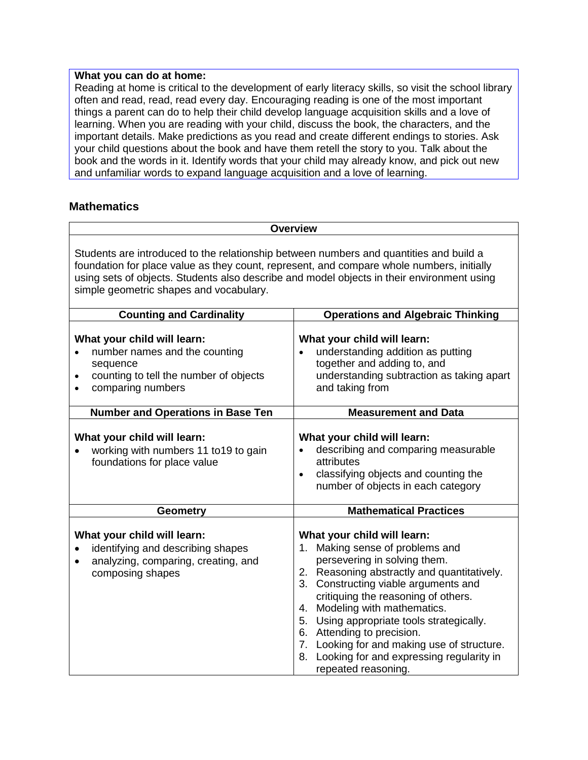**What you can do at home:**
Reading at home is critical to the development of early literacy skills, so visit the school library often and read, read, read every day. Encouraging reading is one of the most important things a parent can do to help their child develop language acquisition skills and a love of learning. When you are reading with your child, discuss the book, the characters, and the important details. Make predictions as you read and create different endings to stories. Ask your child questions about the book and have them retell the story to you. Talk about the book and the words in it. Identify words that your child may already know, and pick out new and unfamiliar words to expand language acquisition and a love of learning.

## Mathematics

| Overview | |
|---|---|
| Students are introduced to the relationship between numbers and quantities and build a foundation for place value as they count, represent, and compare whole numbers, initially using sets of objects. Students also describe and model objects in their environment using simple geometric shapes and vocabulary. | |
| **Counting and Cardinality** | **Operations and Algebraic Thinking** |
| **What your child will learn:**<br>• number names and the counting sequence<br>• counting to tell the number of objects<br>• comparing numbers | **What your child will learn:**<br>• understanding addition as putting together and adding to, and understanding subtraction as taking apart and taking from |
| **Number and Operations in Base Ten** | **Measurement and Data** |
| **What your child will learn:**<br>• working with numbers 11 to19 to gain foundations for place value | **What your child will learn:**<br>• describing and comparing measurable attributes<br>• classifying objects and counting the number of objects in each category |
| **Geometry** | **Mathematical Practices** |
| **What your child will learn:**<br>• identifying and describing shapes<br>• analyzing, comparing, creating, and composing shapes | **What your child will learn:**<br>1. Making sense of problems and persevering in solving them.<br>2. Reasoning abstractly and quantitatively.<br>3. Constructing viable arguments and critiquing the reasoning of others.<br>4. Modeling with mathematics.<br>5. Using appropriate tools strategically.<br>6. Attending to precision.<br>7. Looking for and making use of structure.<br>8. Looking for and expressing regularity in repeated reasoning. |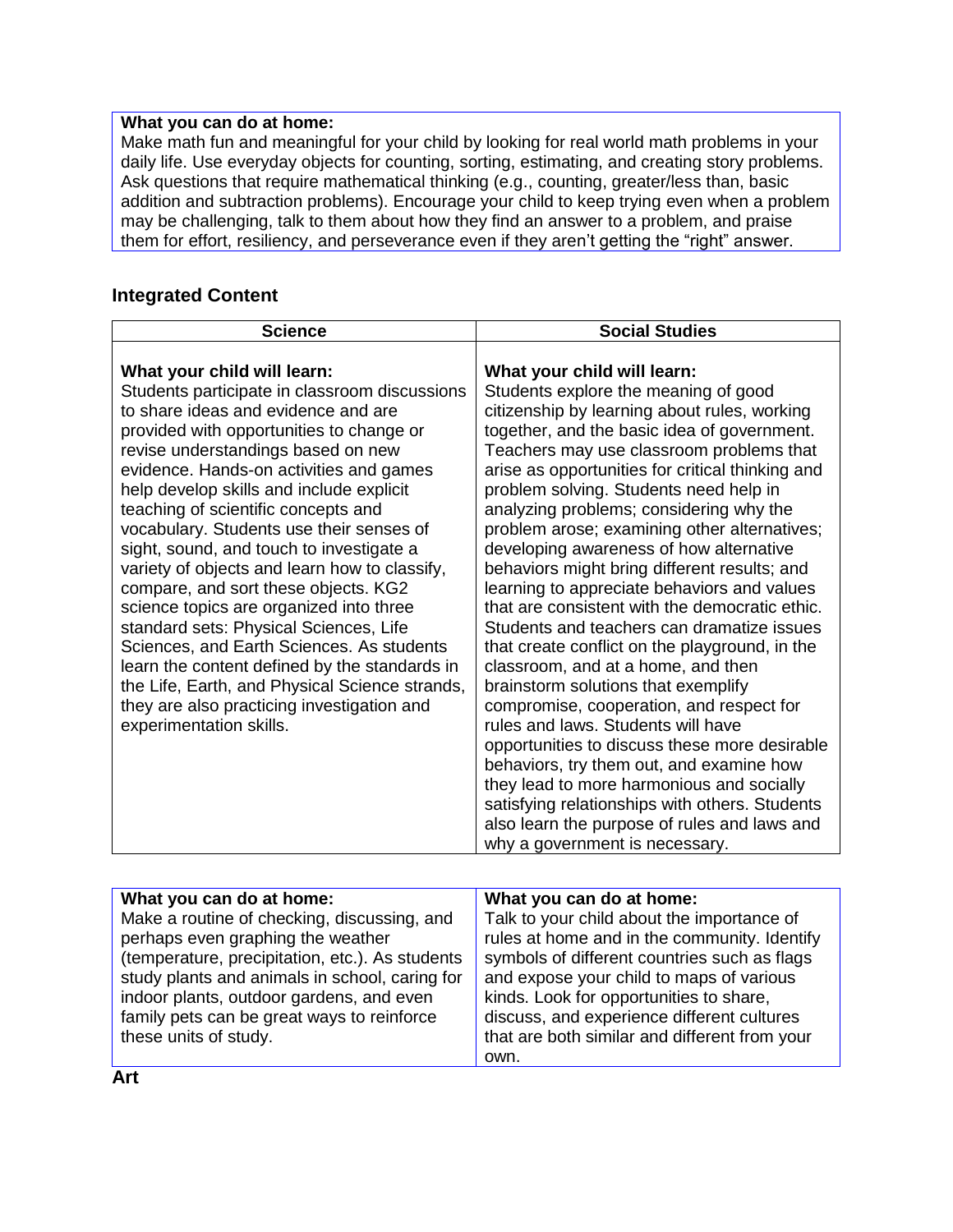**What you can do at home:**
Make math fun and meaningful for your child by looking for real world math problems in your daily life. Use everyday objects for counting, sorting, estimating, and creating story problems. Ask questions that require mathematical thinking (e.g., counting, greater/less than, basic addition and subtraction problems). Encourage your child to keep trying even when a problem may be challenging, talk to them about how they find an answer to a problem, and praise them for effort, resiliency, and perseverance even if they aren't getting the "right" answer.

## Integrated Content

| Science | Social Studies |
| --- | --- |
| **What your child will learn:** Students participate in classroom discussions to share ideas and evidence and are provided with opportunities to change or revise understandings based on new evidence. Hands-on activities and games help develop skills and include explicit teaching of scientific concepts and vocabulary. Students use their senses of sight, sound, and touch to investigate a variety of objects and learn how to classify, compare, and sort these objects. KG2 science topics are organized into three standard sets: Physical Sciences, Life Sciences, and Earth Sciences. As students learn the content defined by the standards in the Life, Earth, and Physical Science strands, they are also practicing investigation and experimentation skills. | **What your child will learn:** Students explore the meaning of good citizenship by learning about rules, working together, and the basic idea of government. Teachers may use classroom problems that arise as opportunities for critical thinking and problem solving. Students need help in analyzing problems; considering why the problem arose; examining other alternatives; developing awareness of how alternative behaviors might bring different results; and learning to appreciate behaviors and values that are consistent with the democratic ethic. Students and teachers can dramatize issues that create conflict on the playground, in the classroom, and at a home, and then brainstorm solutions that exemplify compromise, cooperation, and respect for rules and laws. Students will have opportunities to discuss these more desirable behaviors, try them out, and examine how they lead to more harmonious and socially satisfying relationships with others. Students also learn the purpose of rules and laws and why a government is necessary. |

| What you can do at home: | What you can do at home: |
| --- | --- |
| Make a routine of checking, discussing, and perhaps even graphing the weather (temperature, precipitation, etc.). As students study plants and animals in school, caring for indoor plants, outdoor gardens, and even family pets can be great ways to reinforce these units of study. | Talk to your child about the importance of rules at home and in the community. Identify symbols of different countries such as flags and expose your child to maps of various kinds. Look for opportunities to share, discuss, and experience different cultures that are both similar and different from your own. |

**Art**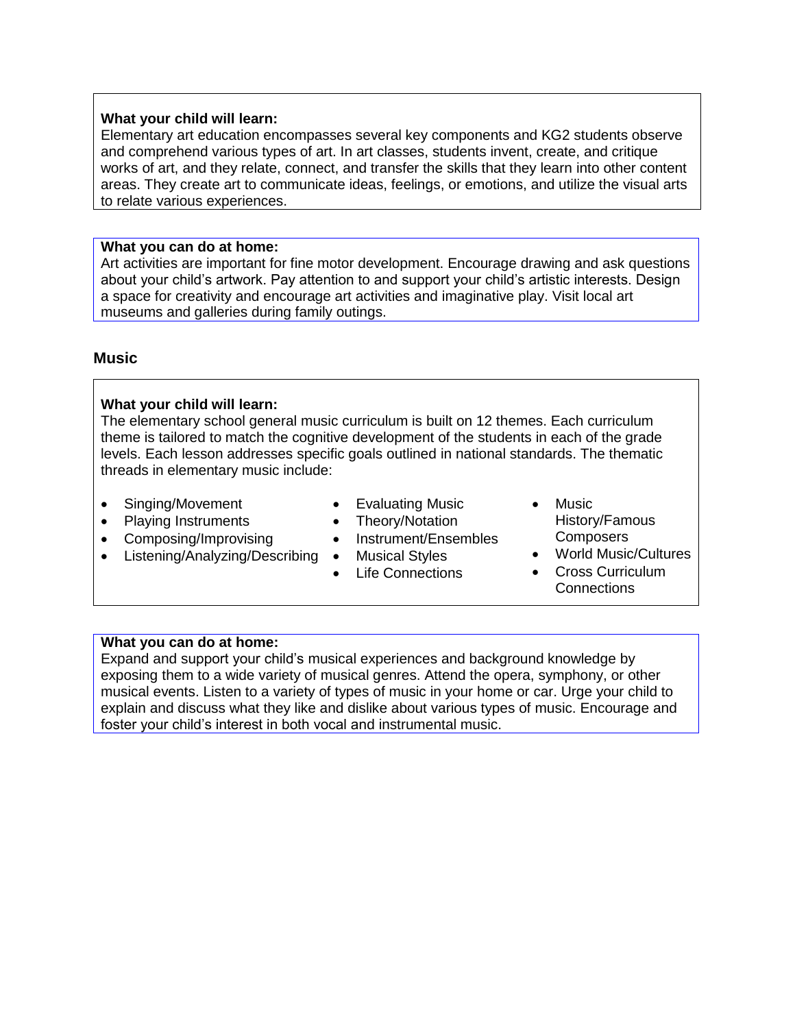**What your child will learn:**
Elementary art education encompasses several key components and KG2 students observe and comprehend various types of art. In art classes, students invent, create, and critique works of art, and they relate, connect, and transfer the skills that they learn into other content areas. They create art to communicate ideas, feelings, or emotions, and utilize the visual arts to relate various experiences.

**What you can do at home:**
Art activities are important for fine motor development. Encourage drawing and ask questions about your child's artwork. Pay attention to and support your child's artistic interests. Design a space for creativity and encourage art activities and imaginative play. Visit local art museums and galleries during family outings.

## Music

**What your child will learn:**
The elementary school general music curriculum is built on 12 themes. Each curriculum theme is tailored to match the cognitive development of the students in each of the grade levels. Each lesson addresses specific goals outlined in national standards. The thematic threads in elementary music include:

- Singing/Movement
- Playing Instruments
- Composing/Improvising
- Listening/Analyzing/Describing
- Evaluating Music
- Theory/Notation
- Instrument/Ensembles
- Musical Styles
- Life Connections
- Music History/Famous Composers
- World Music/Cultures
- Cross Curriculum Connections

**What you can do at home:**
Expand and support your child's musical experiences and background knowledge by exposing them to a wide variety of musical genres. Attend the opera, symphony, or other musical events. Listen to a variety of types of music in your home or car. Urge your child to explain and discuss what they like and dislike about various types of music. Encourage and foster your child's interest in both vocal and instrumental music.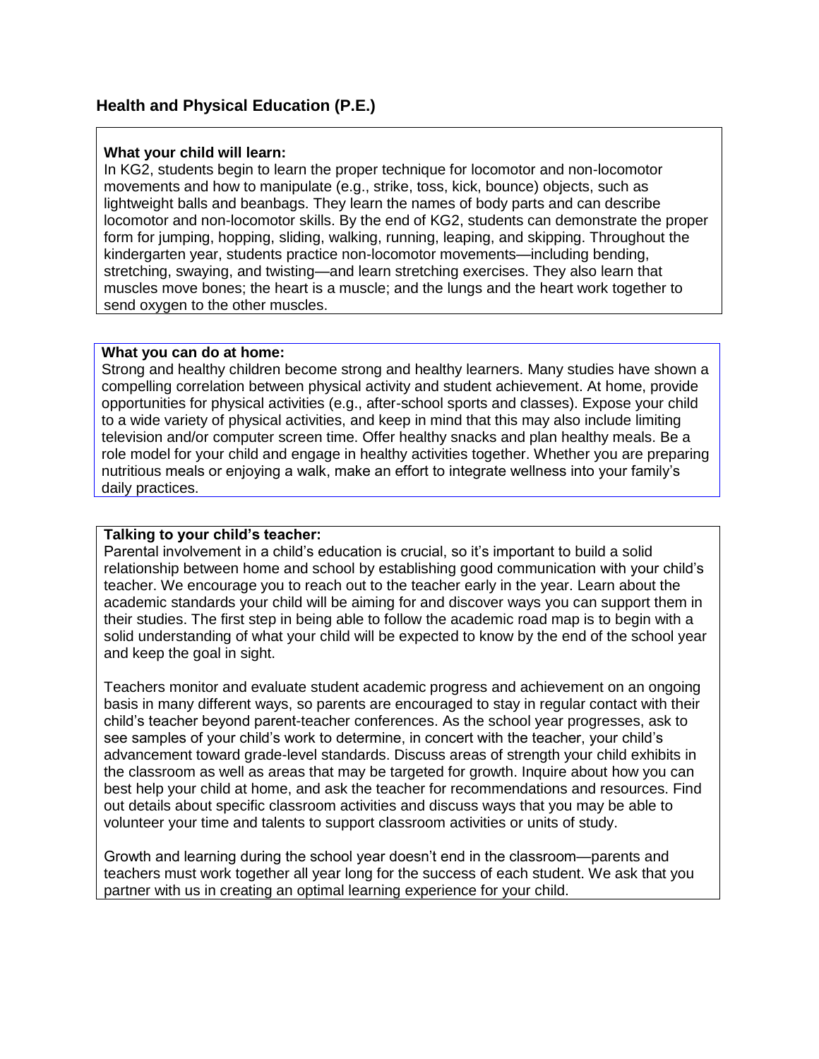## Health and Physical Education (P.E.)

**What your child will learn:**

In KG2, students begin to learn the proper technique for locomotor and non-locomotor movements and how to manipulate (e.g., strike, toss, kick, bounce) objects, such as lightweight balls and beanbags. They learn the names of body parts and can describe locomotor and non-locomotor skills. By the end of KG2, students can demonstrate the proper form for jumping, hopping, sliding, walking, running, leaping, and skipping. Throughout the kindergarten year, students practice non-locomotor movements—including bending, stretching, swaying, and twisting—and learn stretching exercises. They also learn that muscles move bones; the heart is a muscle; and the lungs and the heart work together to send oxygen to the other muscles.

**What you can do at home:**

Strong and healthy children become strong and healthy learners. Many studies have shown a compelling correlation between physical activity and student achievement. At home, provide opportunities for physical activities (e.g., after-school sports and classes). Expose your child to a wide variety of physical activities, and keep in mind that this may also include limiting television and/or computer screen time. Offer healthy snacks and plan healthy meals. Be a role model for your child and engage in healthy activities together. Whether you are preparing nutritious meals or enjoying a walk, make an effort to integrate wellness into your family's daily practices.

**Talking to your child's teacher:**

Parental involvement in a child's education is crucial, so it's important to build a solid relationship between home and school by establishing good communication with your child's teacher. We encourage you to reach out to the teacher early in the year. Learn about the academic standards your child will be aiming for and discover ways you can support them in their studies. The first step in being able to follow the academic road map is to begin with a solid understanding of what your child will be expected to know by the end of the school year and keep the goal in sight.

Teachers monitor and evaluate student academic progress and achievement on an ongoing basis in many different ways, so parents are encouraged to stay in regular contact with their child's teacher beyond parent-teacher conferences. As the school year progresses, ask to see samples of your child's work to determine, in concert with the teacher, your child's advancement toward grade-level standards. Discuss areas of strength your child exhibits in the classroom as well as areas that may be targeted for growth. Inquire about how you can best help your child at home, and ask the teacher for recommendations and resources. Find out details about specific classroom activities and discuss ways that you may be able to volunteer your time and talents to support classroom activities or units of study.

Growth and learning during the school year doesn't end in the classroom—parents and teachers must work together all year long for the success of each student. We ask that you partner with us in creating an optimal learning experience for your child.